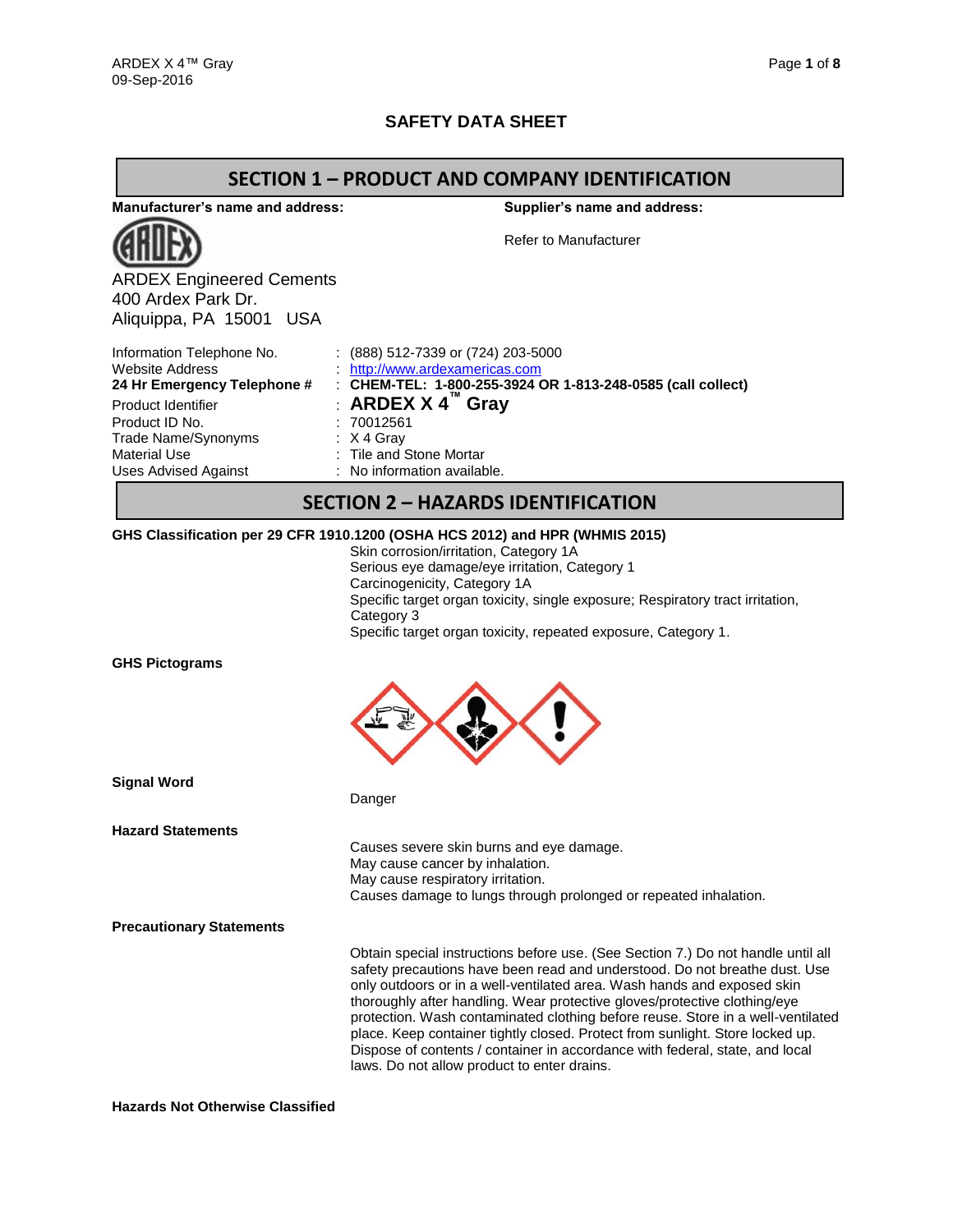# SAFETY DATA SHEET

## SECTION 1 – PRODUCT AND COMPANY IDENTIFICATION

**Manufacturer's name and address:**

ARDEX Engineered Cements
400 Ardex Park Dr.
Aliquippa, PA 15001 USA

**Supplier's name and address:**

Refer to Manufacturer

| | |
|---|---|
| Information Telephone No. | : (888) 512-7339 or (724) 203-5000 |
| Website Address | : http://www.ardexamericas.com |
| **24 Hr Emergency Telephone #** | : **CHEM-TEL: 1-800-255-3924 OR 1-813-248-0585 (call collect)** |
| Product Identifier | : **ARDEX X 4™ Gray** |
| Product ID No. | : 70012561 |
| Trade Name/Synonyms | : X 4 Gray |
| Material Use | : Tile and Stone Mortar |
| Uses Advised Against | : No information available. |

## SECTION 2 – HAZARDS IDENTIFICATION

**GHS Classification per 29 CFR 1910.1200 (OSHA HCS 2012) and HPR (WHMIS 2015)**

Skin corrosion/irritation, Category 1A
Serious eye damage/eye irritation, Category 1
Carcinogenicity, Category 1A
Specific target organ toxicity, single exposure; Respiratory tract irritation, Category 3
Specific target organ toxicity, repeated exposure, Category 1.

**GHS Pictograms**

**Signal Word**

Danger

**Hazard Statements**

Causes severe skin burns and eye damage.
May cause cancer by inhalation.
May cause respiratory irritation.
Causes damage to lungs through prolonged or repeated inhalation.

**Precautionary Statements**

Obtain special instructions before use. (See Section 7.) Do not handle until all safety precautions have been read and understood. Do not breathe dust. Use only outdoors or in a well-ventilated area. Wash hands and exposed skin thoroughly after handling. Wear protective gloves/protective clothing/eye protection. Wash contaminated clothing before reuse. Store in a well-ventilated place. Keep container tightly closed. Protect from sunlight. Store locked up. Dispose of contents / container in accordance with federal, state, and local laws. Do not allow product to enter drains.

**Hazards Not Otherwise Classified**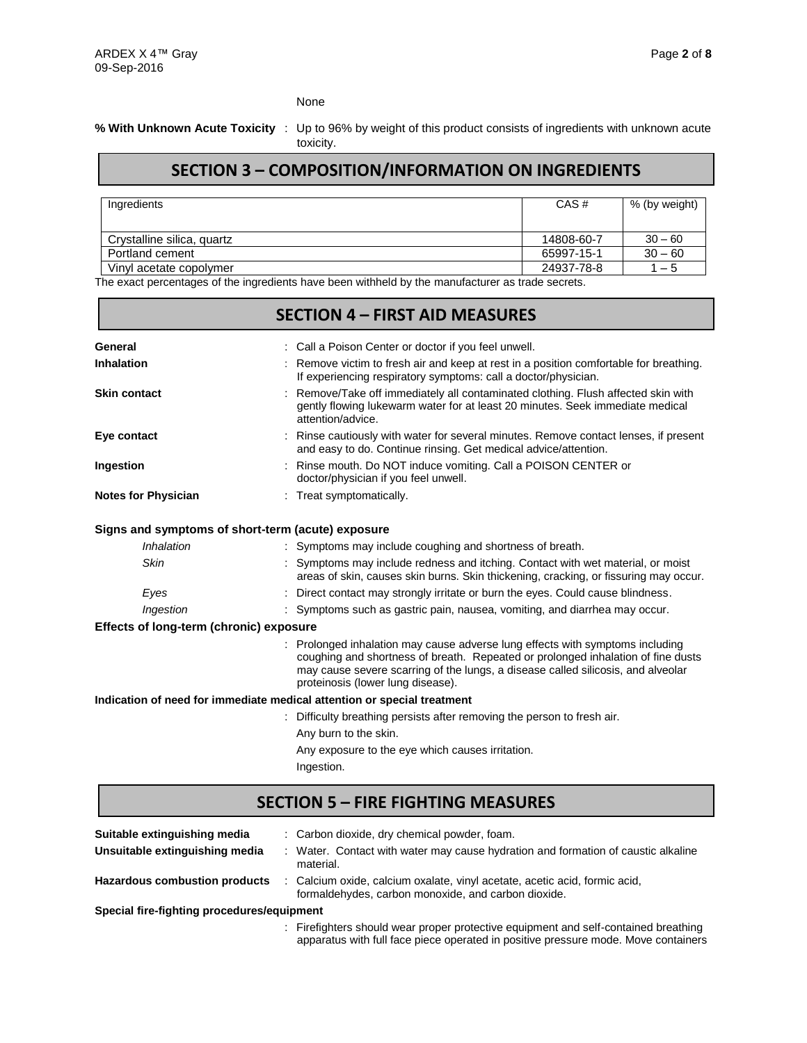None

**% With Unknown Acute Toxicity** : Up to 96% by weight of this product consists of ingredients with unknown acute toxicity.

## SECTION 3 – COMPOSITION/INFORMATION ON INGREDIENTS

| Ingredients | CAS # | % (by weight) |
| --- | --- | --- |
| Crystalline silica, quartz | 14808-60-7 | 30 – 60 |
| Portland cement | 65997-15-1 | 30 – 60 |
| Vinyl acetate copolymer | 24937-78-8 | 1 – 5 |

The exact percentages of the ingredients have been withheld by the manufacturer as trade secrets.

## SECTION 4 – FIRST AID MEASURES

**General** : Call a Poison Center or doctor if you feel unwell.

**Inhalation** : Remove victim to fresh air and keep at rest in a position comfortable for breathing. If experiencing respiratory symptoms: call a doctor/physician.

**Skin contact** : Remove/Take off immediately all contaminated clothing. Flush affected skin with gently flowing lukewarm water for at least 20 minutes. Seek immediate medical attention/advice.

**Eye contact** : Rinse cautiously with water for several minutes. Remove contact lenses, if present and easy to do. Continue rinsing. Get medical advice/attention.

**Ingestion** : Rinse mouth. Do NOT induce vomiting. Call a POISON CENTER or doctor/physician if you feel unwell.

**Notes for Physician** : Treat symptomatically.

**Signs and symptoms of short-term (acute) exposure**

*Inhalation* : Symptoms may include coughing and shortness of breath.

*Skin* : Symptoms may include redness and itching. Contact with wet material, or moist areas of skin, causes skin burns. Skin thickening, cracking, or fissuring may occur.

*Eyes* : Direct contact may strongly irritate or burn the eyes. Could cause blindness.

*Ingestion* : Symptoms such as gastric pain, nausea, vomiting, and diarrhea may occur.

**Effects of long-term (chronic) exposure**

: Prolonged inhalation may cause adverse lung effects with symptoms including coughing and shortness of breath. Repeated or prolonged inhalation of fine dusts may cause severe scarring of the lungs, a disease called silicosis, and alveolar proteinosis (lower lung disease).

**Indication of need for immediate medical attention or special treatment**

: Difficulty breathing persists after removing the person to fresh air.

Any burn to the skin.

Any exposure to the eye which causes irritation.

Ingestion.

## SECTION 5 – FIRE FIGHTING MEASURES

**Suitable extinguishing media** : Carbon dioxide, dry chemical powder, foam.

**Unsuitable extinguishing media** : Water. Contact with water may cause hydration and formation of caustic alkaline material.

**Hazardous combustion products** : Calcium oxide, calcium oxalate, vinyl acetate, acetic acid, formic acid, formaldehydes, carbon monoxide, and carbon dioxide.

**Special fire-fighting procedures/equipment**

: Firefighters should wear proper protective equipment and self-contained breathing apparatus with full face piece operated in positive pressure mode. Move containers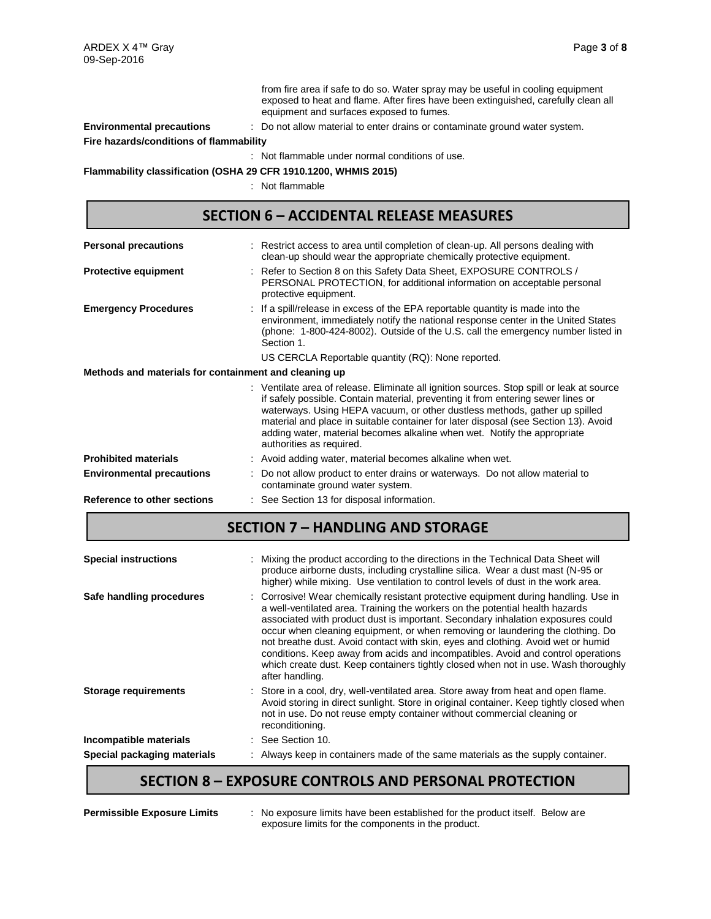from fire area if safe to do so. Water spray may be useful in cooling equipment exposed to heat and flame. After fires have been extinguished, carefully clean all equipment and surfaces exposed to fumes.

**Environmental precautions** : Do not allow material to enter drains or contaminate ground water system.

**Fire hazards/conditions of flammability**

: Not flammable under normal conditions of use.

**Flammability classification (OSHA 29 CFR 1910.1200, WHMIS 2015)**

: Not flammable

## SECTION 6 – ACCIDENTAL RELEASE MEASURES

**Personal precautions** : Restrict access to area until completion of clean-up. All persons dealing with clean-up should wear the appropriate chemically protective equipment.

**Protective equipment** : Refer to Section 8 on this Safety Data Sheet, EXPOSURE CONTROLS / PERSONAL PROTECTION, for additional information on acceptable personal protective equipment.

**Emergency Procedures** : If a spill/release in excess of the EPA reportable quantity is made into the environment, immediately notify the national response center in the United States (phone: 1-800-424-8002). Outside of the U.S. call the emergency number listed in Section 1.

US CERCLA Reportable quantity (RQ): None reported.

**Methods and materials for containment and cleaning up**

: Ventilate area of release. Eliminate all ignition sources. Stop spill or leak at source if safely possible. Contain material, preventing it from entering sewer lines or waterways. Using HEPA vacuum, or other dustless methods, gather up spilled material and place in suitable container for later disposal (see Section 13). Avoid adding water, material becomes alkaline when wet. Notify the appropriate authorities as required.

**Prohibited materials** : Avoid adding water, material becomes alkaline when wet.

**Environmental precautions** : Do not allow product to enter drains or waterways. Do not allow material to contaminate ground water system.

**Reference to other sections** : See Section 13 for disposal information.

## SECTION 7 – HANDLING AND STORAGE

**Special instructions** : Mixing the product according to the directions in the Technical Data Sheet will produce airborne dusts, including crystalline silica. Wear a dust mast (N-95 or higher) while mixing. Use ventilation to control levels of dust in the work area.

**Safe handling procedures** : Corrosive! Wear chemically resistant protective equipment during handling. Use in a well-ventilated area. Training the workers on the potential health hazards associated with product dust is important. Secondary inhalation exposures could occur when cleaning equipment, or when removing or laundering the clothing. Do not breathe dust. Avoid contact with skin, eyes and clothing. Avoid wet or humid conditions. Keep away from acids and incompatibles. Avoid and control operations which create dust. Keep containers tightly closed when not in use. Wash thoroughly after handling.

**Storage requirements** : Store in a cool, dry, well-ventilated area. Store away from heat and open flame. Avoid storing in direct sunlight. Store in original container. Keep tightly closed when not in use. Do not reuse empty container without commercial cleaning or reconditioning.

**Incompatible materials** : See Section 10.

**Special packaging materials** : Always keep in containers made of the same materials as the supply container.

## SECTION 8 – EXPOSURE CONTROLS AND PERSONAL PROTECTION

**Permissible Exposure Limits** : No exposure limits have been established for the product itself. Below are exposure limits for the components in the product.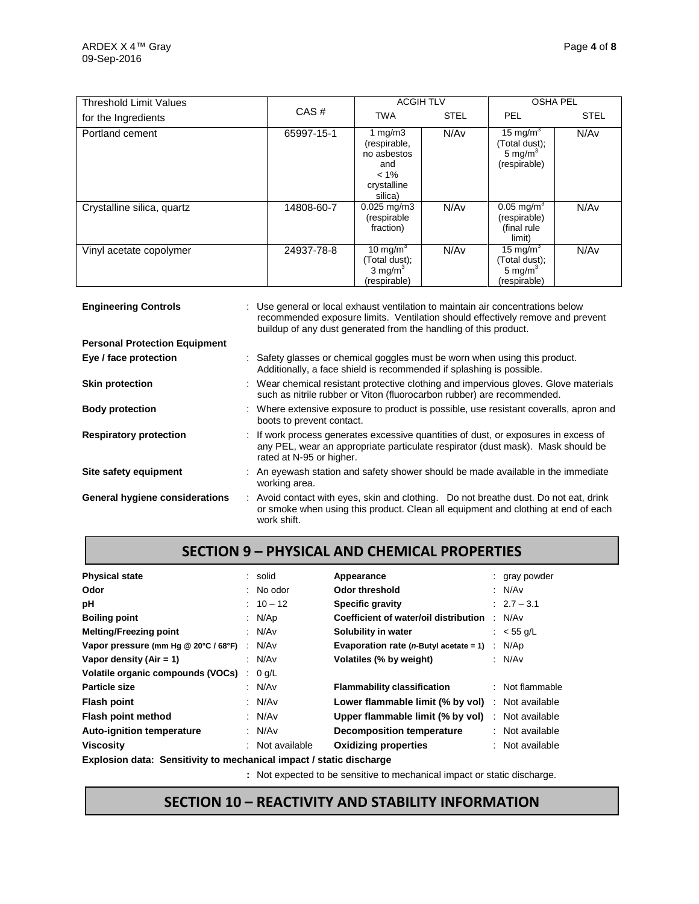| Threshold Limit Values for the Ingredients | CAS # | ACGIH TLV | | OSHA PEL | |
|---|---|---|---|---|---|
| | | TWA | STEL | PEL | STEL |
| Portland cement | 65997-15-1 | 1 mg/m3 (respirable, no asbestos and < 1% crystalline silica) | N/Av | 15 mg/m$^3$ (Total dust); 5 mg/m$^3$ (respirable) | N/Av |
| Crystalline silica, quartz | 14808-60-7 | 0.025 mg/m3 (respirable fraction) | N/Av | 0.05 mg/m$^3$ (respirable) (final rule limit) | N/Av |
| Vinyl acetate copolymer | 24937-78-8 | 10 mg/m$^3$ (Total dust); 3 mg/m$^3$ (respirable) | N/Av | 15 mg/m$^3$ (Total dust); 5 mg/m$^3$ (respirable) | N/Av |

**Engineering Controls** : Use general or local exhaust ventilation to maintain air concentrations below recommended exposure limits. Ventilation should effectively remove and prevent buildup of any dust generated from the handling of this product.

**Personal Protection Equipment**

**Eye / face protection** : Safety glasses or chemical goggles must be worn when using this product. Additionally, a face shield is recommended if splashing is possible.

**Skin protection** : Wear chemical resistant protective clothing and impervious gloves. Glove materials such as nitrile rubber or Viton (fluorocarbon rubber) are recommended.

**Body protection** : Where extensive exposure to product is possible, use resistant coveralls, apron and boots to prevent contact.

**Respiratory protection** : If work process generates excessive quantities of dust, or exposures in excess of any PEL, wear an appropriate particulate respirator (dust mask). Mask should be rated at N-95 or higher.

**Site safety equipment** : An eyewash station and safety shower should be made available in the immediate working area.

**General hygiene considerations** : Avoid contact with eyes, skin and clothing. Do not breathe dust. Do not eat, drink or smoke when using this product. Clean all equipment and clothing at end of each work shift.

## SECTION 9 – PHYSICAL AND CHEMICAL PROPERTIES

| | | | |
|---|---|---|---|
| **Physical state** | : solid | **Appearance** | : gray powder |
| **Odor** | : No odor | **Odor threshold** | : N/Av |
| **pH** | : 10 – 12 | **Specific gravity** | : 2.7 – 3.1 |
| **Boiling point** | : N/Ap | **Coefficient of water/oil distribution** | : N/Av |
| **Melting/Freezing point** | : N/Av | **Solubility in water** | : < 55 g/L |
| **Vapor pressure (mm Hg @ 20°C / 68°F)** | : N/Av | **Evaporation rate (*n*-Butyl acetate = 1)** | : N/Ap |
| **Vapor density (Air = 1)** | : N/Av | **Volatiles (% by weight)** | : N/Av |
| **Volatile organic compounds (VOCs)** | : 0 g/L | | |
| **Particle size** | : N/Av | **Flammability classification** | : Not flammable |
| **Flash point** | : N/Av | **Lower flammable limit (% by vol)** | : Not available |
| **Flash point method** | : N/Av | **Upper flammable limit (% by vol)** | : Not available |
| **Auto-ignition temperature** | : N/Av | **Decomposition temperature** | : Not available |
| **Viscosity** | : Not available | **Oxidizing properties** | : Not available |

**Explosion data: Sensitivity to mechanical impact / static discharge**

: Not expected to be sensitive to mechanical impact or static discharge.

## SECTION 10 – REACTIVITY AND STABILITY INFORMATION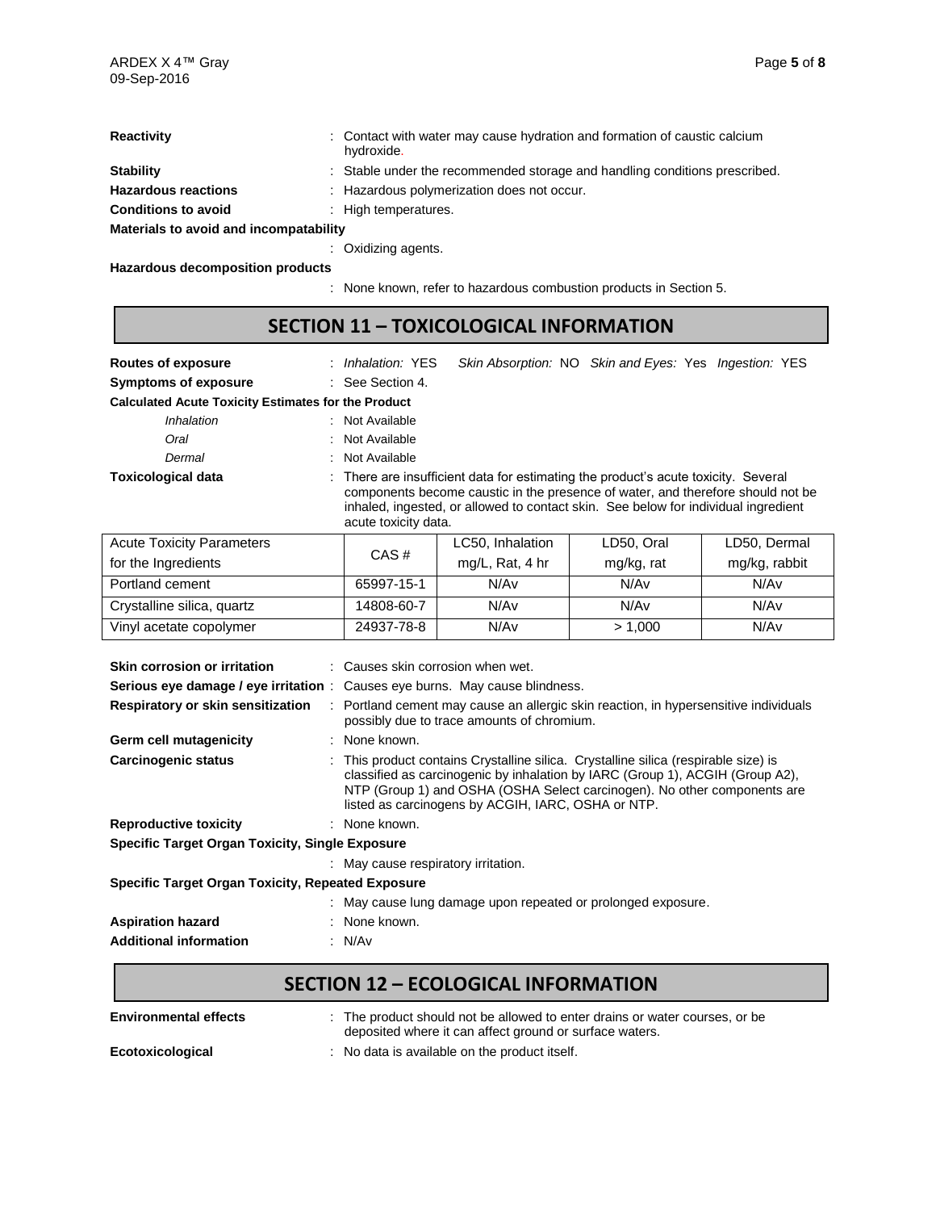**Reactivity** : Contact with water may cause hydration and formation of caustic calcium hydroxide.

**Stability** : Stable under the recommended storage and handling conditions prescribed.

**Hazardous reactions** : Hazardous polymerization does not occur.

**Conditions to avoid** : High temperatures.

**Materials to avoid and incompatability**

: Oxidizing agents.

**Hazardous decomposition products**

: None known, refer to hazardous combustion products in Section 5.

## SECTION 11 – TOXICOLOGICAL INFORMATION

**Routes of exposure** : *Inhalation:* YES *Skin Absorption:* NO *Skin and Eyes:* Yes *Ingestion:* YES

**Symptoms of exposure** : See Section 4.

**Calculated Acute Toxicity Estimates for the Product**

*Inhalation* : Not Available

*Oral* : Not Available

*Dermal* : Not Available

**Toxicological data** : There are insufficient data for estimating the product's acute toxicity. Several components become caustic in the presence of water, and therefore should not be inhaled, ingested, or allowed to contact skin. See below for individual ingredient acute toxicity data.

| Acute Toxicity Parameters for the Ingredients | CAS # | LC50, Inhalation mg/L, Rat, 4 hr | LD50, Oral mg/kg, rat | LD50, Dermal mg/kg, rabbit |
|---|---|---|---|---|
| Portland cement | 65997-15-1 | N/Av | N/Av | N/Av |
| Crystalline silica, quartz | 14808-60-7 | N/Av | N/Av | N/Av |
| Vinyl acetate copolymer | 24937-78-8 | N/Av | > 1,000 | N/Av |

**Skin corrosion or irritation** : Causes skin corrosion when wet.

**Serious eye damage / eye irritation** : Causes eye burns. May cause blindness.

**Respiratory or skin sensitization** : Portland cement may cause an allergic skin reaction, in hypersensitive individuals possibly due to trace amounts of chromium.

**Germ cell mutagenicity** : None known.

**Carcinogenic status** : This product contains Crystalline silica. Crystalline silica (respirable size) is classified as carcinogenic by inhalation by IARC (Group 1), ACGIH (Group A2), NTP (Group 1) and OSHA (OSHA Select carcinogen). No other components are listed as carcinogens by ACGIH, IARC, OSHA or NTP.

**Reproductive toxicity** : None known.

**Specific Target Organ Toxicity, Single Exposure**

: May cause respiratory irritation.

**Specific Target Organ Toxicity, Repeated Exposure**

: May cause lung damage upon repeated or prolonged exposure.

**Aspiration hazard** : None known.

**Additional information** : N/Av

## SECTION 12 – ECOLOGICAL INFORMATION

**Environmental effects** : The product should not be allowed to enter drains or water courses, or be deposited where it can affect ground or surface waters.

**Ecotoxicological** : No data is available on the product itself.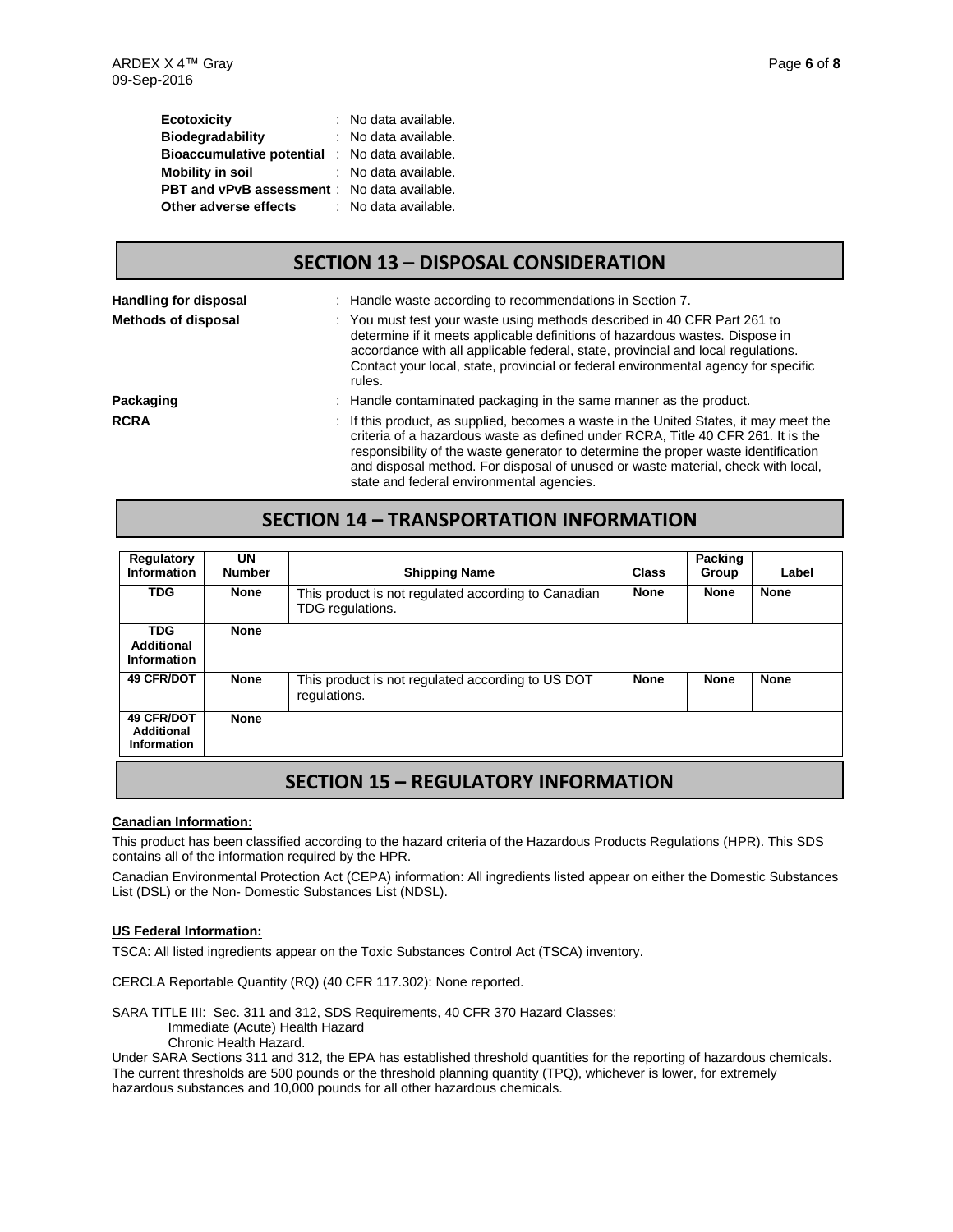| | |
|---|---|
| **Ecotoxicity** | : No data available. |
| **Biodegradability** | : No data available. |
| **Bioaccumulative potential** | : No data available. |
| **Mobility in soil** | : No data available. |
| **PBT and vPvB assessment** | : No data available. |
| **Other adverse effects** | : No data available. |

## SECTION 13 – DISPOSAL CONSIDERATION

**Handling for disposal** : Handle waste according to recommendations in Section 7.

**Methods of disposal** : You must test your waste using methods described in 40 CFR Part 261 to determine if it meets applicable definitions of hazardous wastes. Dispose in accordance with all applicable federal, state, provincial and local regulations. Contact your local, state, provincial or federal environmental agency for specific rules.

**Packaging** : Handle contaminated packaging in the same manner as the product.

**RCRA** : If this product, as supplied, becomes a waste in the United States, it may meet the criteria of a hazardous waste as defined under RCRA, Title 40 CFR 261. It is the responsibility of the waste generator to determine the proper waste identification and disposal method. For disposal of unused or waste material, check with local, state and federal environmental agencies.

## SECTION 14 – TRANSPORTATION INFORMATION

| Regulatory Information | UN Number | Shipping Name | Class | Packing Group | Label |
|---|---|---|---|---|---|
| **TDG** | **None** | This product is not regulated according to Canadian TDG regulations. | **None** | **None** | **None** |
| **TDG Additional Information** | **None** | | | | |
| **49 CFR/DOT** | **None** | This product is not regulated according to US DOT regulations. | **None** | **None** | **None** |
| **49 CFR/DOT Additional Information** | **None** | | | | |

## SECTION 15 – REGULATORY INFORMATION

**Canadian Information:**

This product has been classified according to the hazard criteria of the Hazardous Products Regulations (HPR). This SDS contains all of the information required by the HPR.

Canadian Environmental Protection Act (CEPA) information: All ingredients listed appear on either the Domestic Substances List (DSL) or the Non- Domestic Substances List (NDSL).

**US Federal Information:**

TSCA: All listed ingredients appear on the Toxic Substances Control Act (TSCA) inventory.

CERCLA Reportable Quantity (RQ) (40 CFR 117.302): None reported.

SARA TITLE III: Sec. 311 and 312, SDS Requirements, 40 CFR 370 Hazard Classes:

Immediate (Acute) Health Hazard

Chronic Health Hazard.

Under SARA Sections 311 and 312, the EPA has established threshold quantities for the reporting of hazardous chemicals. The current thresholds are 500 pounds or the threshold planning quantity (TPQ), whichever is lower, for extremely hazardous substances and 10,000 pounds for all other hazardous chemicals.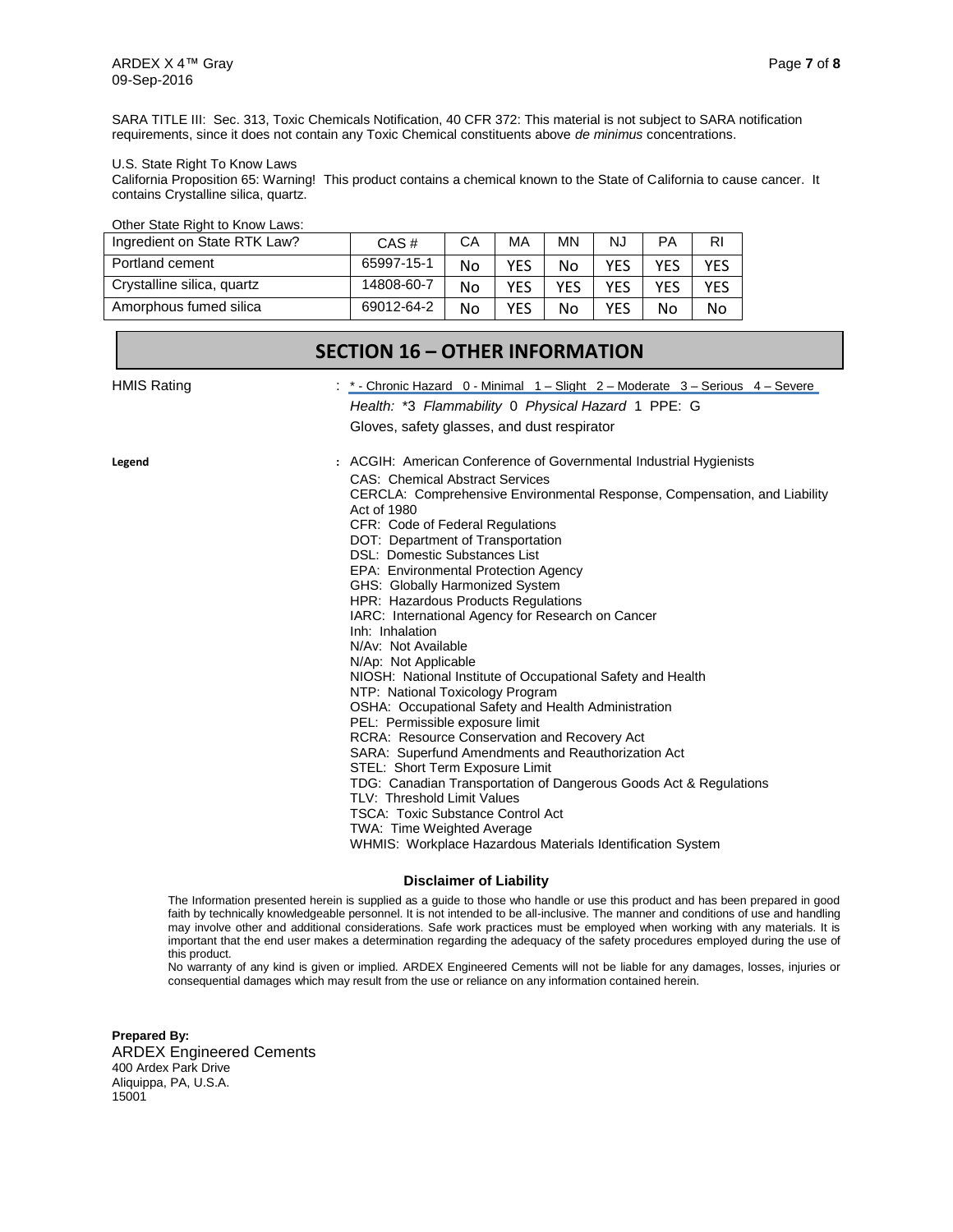SARA TITLE III: Sec. 313, Toxic Chemicals Notification, 40 CFR 372: This material is not subject to SARA notification requirements, since it does not contain any Toxic Chemical constituents above *de minimus* concentrations.

U.S. State Right To Know Laws
California Proposition 65: Warning! This product contains a chemical known to the State of California to cause cancer. It contains Crystalline silica, quartz.

Other State Right to Know Laws:

| Ingredient on State RTK Law? | CAS # | CA | MA | MN | NJ | PA | RI |
|---|---|---|---|---|---|---|---|
| Portland cement | 65997-15-1 | No | YES | No | YES | YES | YES |
| Crystalline silica, quartz | 14808-60-7 | No | YES | YES | YES | YES | YES |
| Amorphous fumed silica | 69012-64-2 | No | YES | No | YES | No | No |

## SECTION 16 – OTHER INFORMATION

**HMIS Rating** : * - Chronic Hazard 0 - Minimal 1 – Slight 2 – Moderate 3 – Serious 4 – Severe

*Health:* *3 *Flammability* 0 *Physical Hazard* 1 PPE: G

Gloves, safety glasses, and dust respirator

**Legend** :

ACGIH: American Conference of Governmental Industrial Hygienists
CAS: Chemical Abstract Services
CERCLA: Comprehensive Environmental Response, Compensation, and Liability Act of 1980
CFR: Code of Federal Regulations
DOT: Department of Transportation
DSL: Domestic Substances List
EPA: Environmental Protection Agency
GHS: Globally Harmonized System
HPR: Hazardous Products Regulations
IARC: International Agency for Research on Cancer
Inh: Inhalation
N/Av: Not Available
N/Ap: Not Applicable
NIOSH: National Institute of Occupational Safety and Health
NTP: National Toxicology Program
OSHA: Occupational Safety and Health Administration
PEL: Permissible exposure limit
RCRA: Resource Conservation and Recovery Act
SARA: Superfund Amendments and Reauthorization Act
STEL: Short Term Exposure Limit
TDG: Canadian Transportation of Dangerous Goods Act & Regulations
TLV: Threshold Limit Values
TSCA: Toxic Substance Control Act
TWA: Time Weighted Average
WHMIS: Workplace Hazardous Materials Identification System

**Disclaimer of Liability**

The Information presented herein is supplied as a guide to those who handle or use this product and has been prepared in good faith by technically knowledgeable personnel. It is not intended to be all-inclusive. The manner and conditions of use and handling may involve other and additional considerations. Safe work practices must be employed when working with any materials. It is important that the end user makes a determination regarding the adequacy of the safety procedures employed during the use of this product.

No warranty of any kind is given or implied. ARDEX Engineered Cements will not be liable for any damages, losses, injuries or consequential damages which may result from the use or reliance on any information contained herein.

**Prepared By:**
ARDEX Engineered Cements
400 Ardex Park Drive
Aliquippa, PA, U.S.A.
15001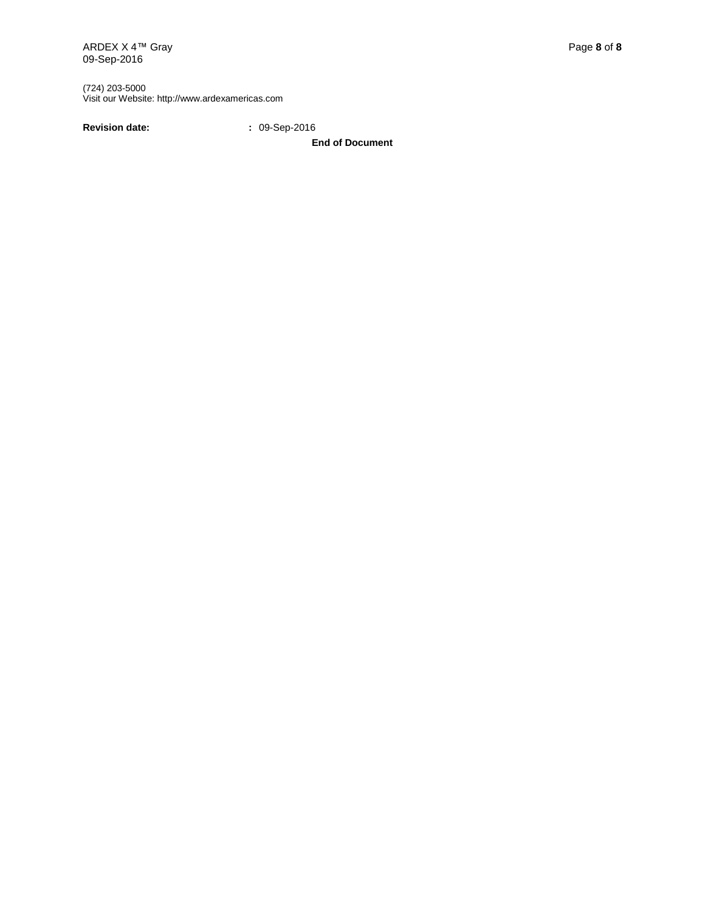(724) 203-5000
Visit our Website: http://www.ardexamericas.com

**Revision date:** **:** 09-Sep-2016

**End of Document**